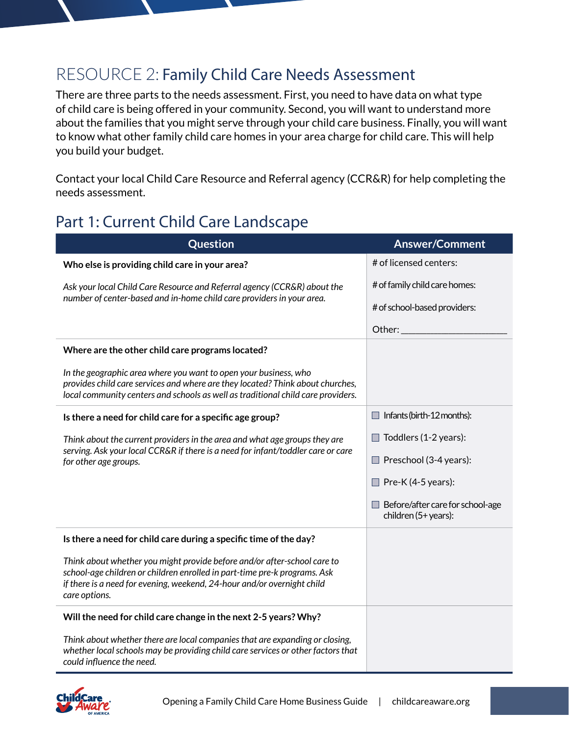# RESOURCE 2: Family Child Care Needs Assessment

There are three parts to the needs assessment. First, you need to have data on what type of child care is being offered in your community. Second, you will want to understand more about the families that you might serve through your child care business. Finally, you will want to know what other family child care homes in your area charge for child care. This will help you build your budget.

Contact your local Child Care Resource and Referral agency (CCR&R) for help completing the needs assessment.

## Part 1: Current Child Care Landscape

| Question | Answer/Comment |
| --- | --- |
| **Who else is providing child care in your area?**<br><br>*Ask your local Child Care Resource and Referral agency (CCR&R) about the number of center-based and in-home child care providers in your area.* | # of licensed centers:<br><br># of family child care homes:<br><br># of school-based providers:<br><br>Other: ______________________ |
| **Where are the other child care programs located?**<br><br>*In the geographic area where you want to open your business, who provides child care services and where are they located? Think about churches, local community centers and schools as well as traditional child care providers.* | |
| **Is there a need for child care for a specific age group?**<br><br>*Think about the current providers in the area and what age groups they are serving. Ask your local CCR&R if there is a need for infant/toddler care or care for other age groups.* | ☐ Infants (birth-12 months):<br><br>☐ Toddlers (1-2 years):<br><br>☐ Preschool (3-4 years):<br><br>☐ Pre-K (4-5 years):<br><br>☐ Before/after care for school-age children (5+ years): |
| **Is there a need for child care during a specific time of the day?**<br><br>*Think about whether you might provide before and/or after-school care to school-age children or children enrolled in part-time pre-k programs. Ask if there is a need for evening, weekend, 24-hour and/or overnight child care options.* | |
| **Will the need for child care change in the next 2-5 years? Why?**<br><br>*Think about whether there are local companies that are expanding or closing, whether local schools may be providing child care services or other factors that could influence the need.* | |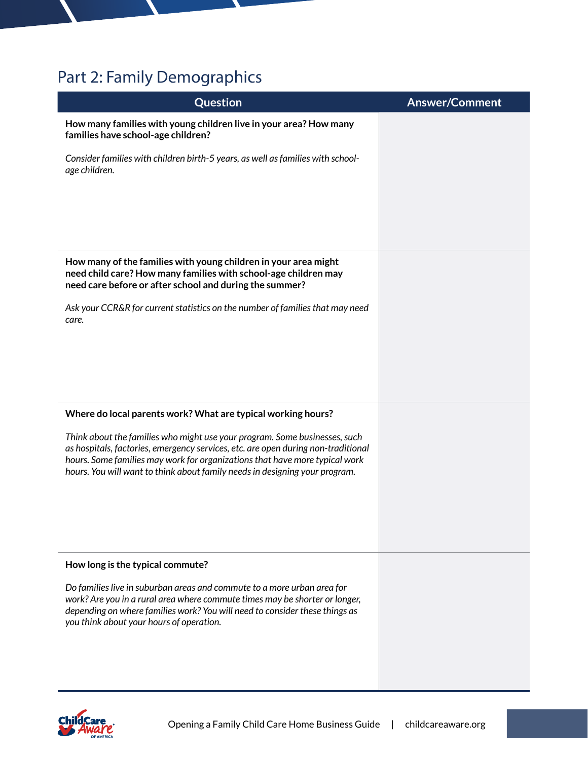## Part 2: Family Demographics

| Question | Answer/Comment |
|---|---|
| **How many families with young children live in your area? How many families have school-age children?**<br><br>*Consider families with children birth-5 years, as well as families with school-age children.* | |
| **How many of the families with young children in your area might need child care? How many families with school-age children may need care before or after school and during the summer?**<br><br>*Ask your CCR&R for current statistics on the number of families that may need care.* | |
| **Where do local parents work? What are typical working hours?**<br><br>*Think about the families who might use your program. Some businesses, such as hospitals, factories, emergency services, etc. are open during non-traditional hours. Some families may work for organizations that have more typical work hours. You will want to think about family needs in designing your program.* | |
| **How long is the typical commute?**<br><br>*Do families live in suburban areas and commute to a more urban area for work? Are you in a rural area where commute times may be shorter or longer, depending on where families work? You will need to consider these things as you think about your hours of operation.* | |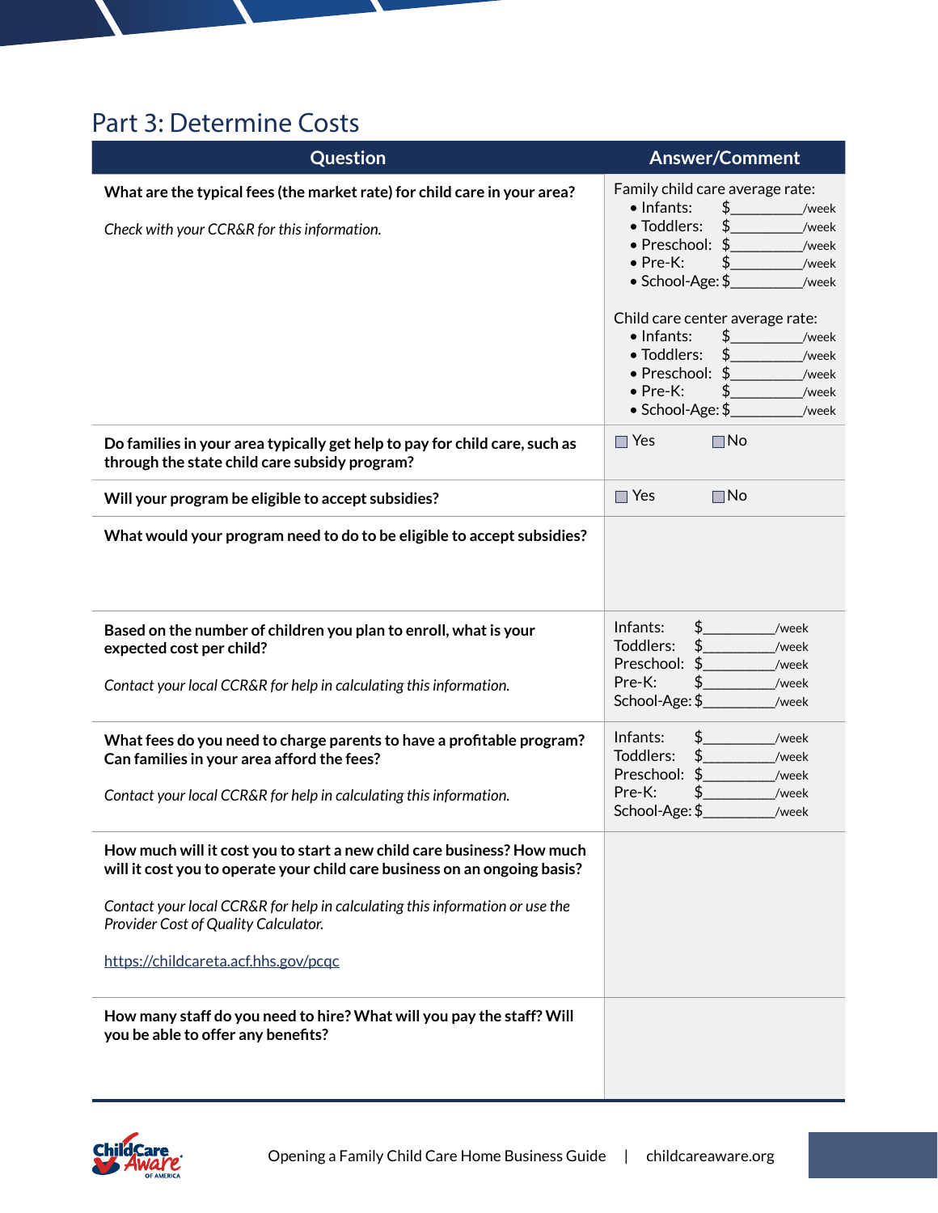## Part 3: Determine Costs

| Question | Answer/Comment |
|---|---|
| **What are the typical fees (the market rate) for child care in your area?**<br><br>*Check with your CCR&R for this information.* | Family child care average rate:<br>• Infants: $_________/week<br>• Toddlers: $_________/week<br>• Preschool: $_________/week<br>• Pre-K: $_________/week<br>• School-Age: $_________/week<br><br>Child care center average rate:<br>• Infants: $_________/week<br>• Toddlers: $_________/week<br>• Preschool: $_________/week<br>• Pre-K: $_________/week<br>• School-Age: $_________/week |
| **Do families in your area typically get help to pay for child care, such as through the state child care subsidy program?** | ☐ Yes ☐ No |
| **Will your program be eligible to accept subsidies?** | ☐ Yes ☐ No |
| **What would your program need to do to be eligible to accept subsidies?** | |
| **Based on the number of children you plan to enroll, what is your expected cost per child?**<br><br>*Contact your local CCR&R for help in calculating this information.* | Infants: $_________/week<br>Toddlers: $_________/week<br>Preschool: $_________/week<br>Pre-K: $_________/week<br>School-Age: $_________/week |
| **What fees do you need to charge parents to have a profitable program? Can families in your area afford the fees?**<br><br>*Contact your local CCR&R for help in calculating this information.* | Infants: $_________/week<br>Toddlers: $_________/week<br>Preschool: $_________/week<br>Pre-K: $_________/week<br>School-Age: $_________/week |
| **How much will it cost you to start a new child care business? How much will it cost you to operate your child care business on an ongoing basis?**<br><br>*Contact your local CCR&R for help in calculating this information or use the Provider Cost of Quality Calculator.*<br><br>https://childcareta.acf.hhs.gov/pcqc | |
| **How many staff do you need to hire? What will you pay the staff? Will you be able to offer any benefits?** | |